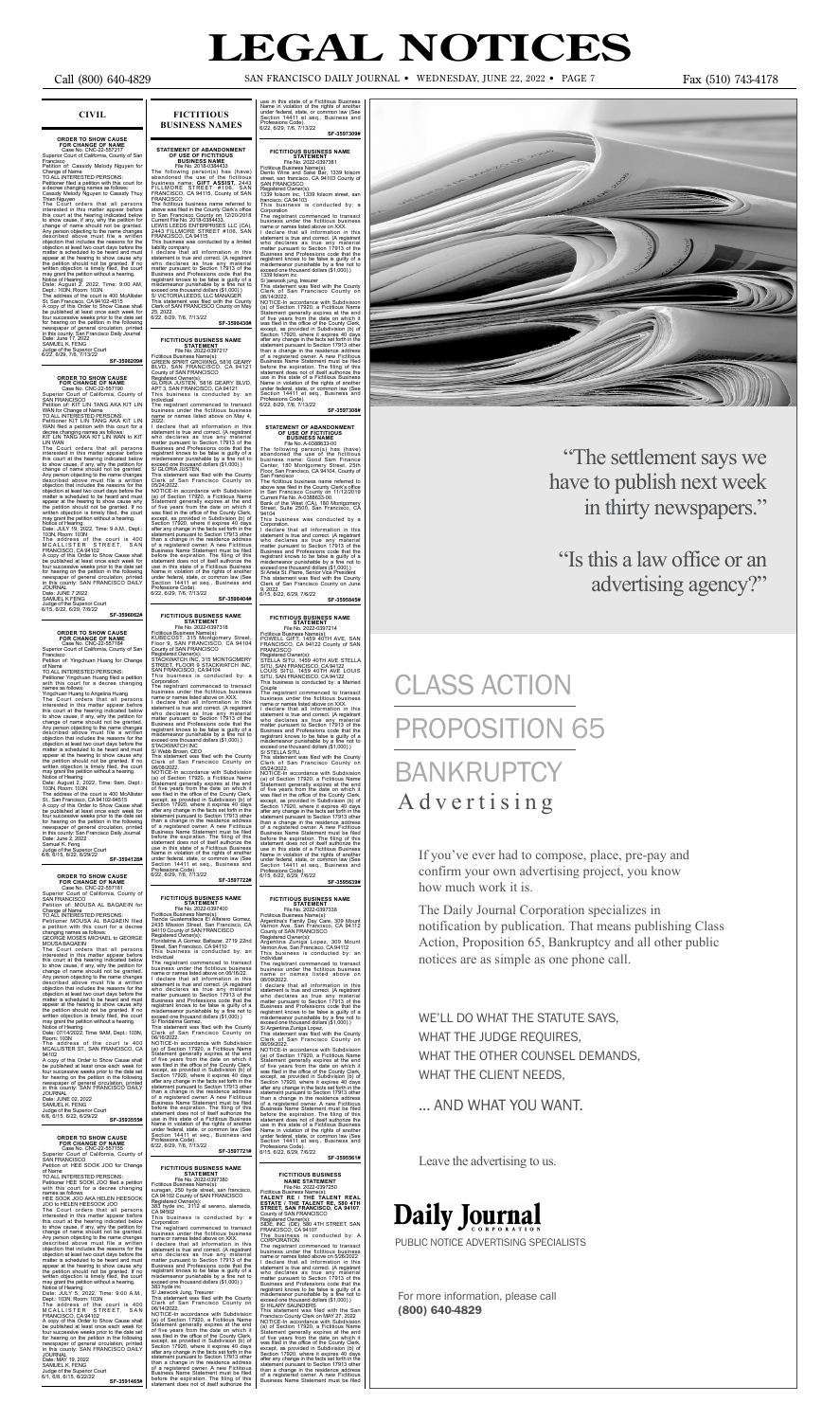# LEGAL NOTICES

Call (800) 640-4829 SAN FRANCISCO DAILY JOURNAL • WEDNESDAY, JUNE 22, 2022 • PAGE 7 Fax (510) 743-4178

## CIVIL

### ORDER TO SHOW CAUSE FOR CHANGE OF NAME

Case No. CNC-22-557217

Superior Court of California, County of San Francisco

Petition of: Cassidy Melody Nguyen for Change of Name

TO ALL INTERESTED PERSONS:

Petitioner filed a petition with this court for a decree changing names as follows:

Cassidy Melody Nguyen to Cassidy Thuy Thien Nguyen

The Court orders that all persons interested in this matter appear before this court at the hearing indicated below to show cause, if any, why the petition for change of name should not be granted. Any person objecting to the name changes described above must file a written objection that includes the reasons for the objection at least two court days before the matter is scheduled to be heard and must appear at the hearing to show cause why the petition should not be granted. If no written objection is timely filed, the court may grant the petition without a hearing.

Notice of Hearing:

Date: August 2, 2022, Time: 9:00 AM, Dept.: 103N, Room: 103N

The address of the court is 400 McAllister St. San Francisco, CA 94102-4515

A copy of this Order to Show Cause shall be published at least once each week for four successive weeks prior to the date set for hearing on the petition in the following newspaper of general circulation, printed in this county: San Francisco Daily Journal

Date: June 17, 2022

SAMUEL K. FENG

Judge of the Superior Court

6/22, 6/29, 7/6, 7/13/22

**SF-3598209#**

### ORDER TO SHOW CAUSE FOR CHANGE OF NAME

Case No. CNC-22-557190

Superior Court of California, County of SAN FRANCISCO

Petition of: KIT LIN TANG AKA KIT LIN WAN for Change of Name

TO ALL INTERESTED PERSONS:

Petitioner KIT LIN TANG AKA KIT LIN WAN filed a petition with this court for a decree changing names as follows:

KIT LIN TANG AKA KIT LIN WAN to KIT LIN WAN

The Court orders that all persons interested in this matter appear before this court at the hearing indicated below to show cause, if any, why the petition for change of name should not be granted. Any person objecting to the name changes described above must file a written objection that includes the reasons for the objection at least two court days before the matter is scheduled to be heard and must appear at the hearing to show cause why the petition should not be granted. If no written objection is timely filed, the court may grant the petition without a hearing.

Notice of Hearing:

Date: JULY 19, 2022, Time: 9 A.M., Dept.: 103N, Room: 103N

The address of the court is 400 MCALLISTER STREET, SAN FRANCISCO, CA 94102

A copy of this Order to Show Cause shall be published at least once each week for four successive weeks prior to the date set for hearing on the petition in the following newspaper of general circulation, printed in this county: SAN FRANCISCO DAILY JOURNAL

Date: JUNE 7 2022

SAMUEL K FENG

Judge of the Superior Court

6/15, 6/22, 6/29, 7/6/22

**SF-3596062#**

### ORDER TO SHOW CAUSE FOR CHANGE OF NAME

Case No. CNC-22-557184

Superior Court of California, County of San Francisco

Petition of: Yingchuan Huang for Change of Name

TO ALL INTERESTED PERSONS:

Petitioner Yingchuan Huang filed a petition with this court for a decree changing names as follows:

Yingchuan Huang to Angelina Huang

The Court orders that all persons interested in this matter appear before this court at the hearing indicated below to show cause, if any, why the petition for change of name should not be granted. Any person objecting to the name changes described above must file a written objection that includes the reasons for the objection at least two court days before the matter is scheduled to be heard and must appear at the hearing to show cause why the petition should not be granted. If no written objection is timely filed, the court may grant the petition without a hearing.

Notice of Hearing:

Date: August 2, 2022, Time: 9am, Dept.: 103N, Room: 103N

The address of the court is 400 McAllister St., San Francisco, CA 94102-94515

A copy of this Order to Show Cause shall be published at least once each week for four successive weeks prior to the date set for hearing on the petition in the following newspaper of general circulation, printed in this county: San Francisco Daily Journal

Date: June 2, 2022

Samuel K. Feng

Judge of the Superior Court

6/8, 6/15, 6/22, 6/29/22

**SF-3594128#**

### ORDER TO SHOW CAUSE FOR CHANGE OF NAME

Case No. CNC-22-557161

Superior Court of California, County of SAN FRANCISCO

Petition of: MOUSA AL BAQAEIN for Change of Name

TO ALL INTERESTED PERSONS:

Petitioner MOUSA AL BAQAEIN filed a petition with this court for a decree changing names as follows:

GEORGE MOSES MICHAEL to GEORGE MOUSA BAQAEIN

The Court orders that all persons interested in this matter appear before this court at the hearing indicated below to show cause, if any, why the petition for change of name should not be granted. Any person objecting to the name changes described above must file a written objection that includes the reasons for the objection at least two court days before the matter is scheduled to be heard and must appear at the hearing to show cause why the petition should not be granted. If no written objection is timely filed, the court may grant the petition without a hearing.

Notice of Hearing:

Date: 07/14/2022, Time: 9AM, Dept.: 103N, Room: 103N

The address of the court is 400 MCALLISTER ST., SAN FRANCISCO, CA 94102

A copy of this Order to Show Cause shall be published at least once each week for four successive weeks prior to the date set for hearing on the petition in the following newspaper of general circulation, printed in this county: SAN FRANCISCO DAILY JOURNAL

Date: JUNE 02, 2022

SAMUEL K FENG

Judge of the Superior Court

6/8, 6/15, 6/22, 6/29/22

**SF-3593559#**

### ORDER TO SHOW CAUSE FOR CHANGE OF NAME

Case No. CNC-22-557155

Superior Court of California, County of SAN FRANCISCO

Petition of: HEE SOOK JOO for Change of Name

TO ALL INTERESTED PERSONS:

Petitioner HEE SOOK JOO filed a petition with this court for a decree changing names as follows:

HEE SOOK JOO AKA HELEN HEESOOK JOO to HELEN HEESOOK JOO

The Court orders that all persons interested in this matter appear before this court at the hearing indicated below to show cause, if any, why the petition for change of name should not be granted. Any person objecting to the name changes described above must file a written objection that includes the reasons for the objection at least two court days before the matter is scheduled to be heard and must appear at the hearing to show cause why the petition should not be granted. If no written objection is timely filed, the court may grant the petition without a hearing.

Notice of Hearing:

Date: JULY 5, 2022, Time: 9:00 A.M., Dept.: 103N, Room: 103N

The address of the court is 400 MCALLISTER STREET, SAN FRANCISCO, CA 94102

A copy of this Order to Show Cause shall be published at least once each week for four successive weeks prior to the date set for hearing on the petition in the following newspaper of general circulation, printed in this county: SAN FRANCISCO DAILY JOURNAL

Date: MAY 19, 2022

SAMUEL K. FENG

Judge of the Superior Court

6/1, 6/8, 6/15, 6/22/22

**SF-3591465#**

## FICTITIOUS BUSINESS NAMES

### STATEMENT OF ABANDONMENT OF USE OF FICTITIOUS BUSINESS NAME

File No. 2018-0384433

The following person(s) has (have) abandoned the use of the fictitious business name: GIFT ASSIST, 2443 FILLMORE STREET #106, SAN FRANCISCO, CA 94115, County of SAN FRANCISCO

The fictitious business name referred to above was filed in the County Clerk's office in San Francisco County on 12/20/2018

Current File No. 2018-0384433

LEWIS LEEDS ENTERPRISES LLC (CA), 2443 FILLMORE STREET #106, SAN FRANCISCO, CA 94115

This business was conducted by a limited liability company

I declare that all information in this statement is true and correct. (A registrant who declares as true any material matter pursuant to Section 17913 of the Business and Professions code that the registrant knows to be false is guilty of a misdemeanor punishable by a fine not to exceed one thousand dollars ($1,000).)

S/ VICTORIA LEEDS, LLC MANAGER

This statement was filed with the County Clerk of SAN FRANCISCO County on May 25, 2022.

6/22, 6/29, 7/6, 7/13/22

**SF-3598439#**

### FICTITIOUS BUSINESS NAME STATEMENT

File No. 2022-0397217

Fictitious Business Name(s):

GREEN SPIRIT GROWING, 5816 GEARY BLVD, SAN FRANCISCO, CA 94121 County of SAN FRANCISCO

Registered Owner(s):

GLORIA JUSTEN, 5816 GEARY BLVD, APT 3, SAN FRANCISCO, CA 94121

This business is conducted by: an Individual

The registrant commenced to transact business under the fictitious business name or names listed above on May 4, 2022

I declare that all information in this statement is true and correct. (A registrant who declares as true any material matter pursuant to Section 17913 of the Business and Professions code that the registrant knows to be false is guilty of a misdemeanor punishable by a fine not to exceed one thousand dollars ($1,000).)

S/ GLORIA JUSTEN,

This statement was filed with the County Clerk of San Francisco County on 05/24/2022

NOTICE-In accordance with Subdivision (a) of Section 17920, a Fictitious Name Statement generally expires at the end of five years from the date on which it was filed in the office of the County Clerk, except, as provided in Subdivision (b) of Section 17920, where it expires 40 days after any change in the facts set forth in the statement pursuant to Section 17913 other than a change in the residence address of a registered owner. A new Fictitious Business Name Statement must be filed before the expiration. The filing of this statement does not of itself authorize the use in this state of a Fictitious Business Name in violation of the rights of another under federal, state, or common law (See Section 14411 et seq., Business and Professions Code).

6/22, 6/29, 7/6, 7/13/22

**SF-3598404#**

### FICTITIOUS BUSINESS NAME STATEMENT

File No. 2022-0397318

Fictitious Business Name(s):

KUBECOST, 315 Montgomery Street, Floor 9, SAN FRANCISCO, CA 94104 County of SAN FRANCISCO

Registered Owner(s):

STACKWATCH INC, 315 MONTGOMERY STREET, FLOOR 9 STACKWATCH INC, SAN FRANCISCO, CA 94104

This business is conducted by: a Corporation

The registrant commenced to transact business under the fictitious business name or names listed above on XXX.

I declare that all information in this statement is true and correct. (A registrant who declares as true any material matter pursuant to Section 17913 of the Business and Professions code that the registrant knows to be false is guilty of a misdemeanor punishable by a fine not to exceed one thousand dollars ($1,000).)

STACKWATCH INC

S/ Webb Brown, CEO

This statement was filed with the County Clerk of San Francisco County on 06/08/2022

NOTICE-In accordance with Subdivision (a) of Section 17920, a Fictitious Name Statement generally expires at the end of five years from the date on which it was filed in the office of the County Clerk, except, as provided in Subdivision (b) of Section 17920, where it expires 40 days after any change in the facts set forth in the statement pursuant to Section 17913 other than a change in the residence address of a registered owner. A new Fictitious Business Name Statement must be filed before the expiration. The filing of this statement does not of itself authorize the use in this state of a Fictitious Business Name in violation of the rights of another under federal, state, or common law (See Section 14411 et seq., Business and Professions Code).

6/22, 6/29, 7/6, 7/13/22

**SF-3597722#**

### FICTITIOUS BUSINESS NAME STATEMENT

File No. 2022-0397400

Fictitious Business Name(s):

Tienda Guatemalteca El Alfarero Gomez, 2435 Mission Street, San Francisco, CA 94110 County of SAN FRANCISCO

Registered Owner(s):

Floridalma A Gomez Baltazar, 2719 22nd Street, San Francisco, CA 94110

This business is conducted by: an Individual

The registrant commenced to transact business under the fictitious business name or names listed above on 06/16/22.

I declare that all information in this statement is true and correct. (A registrant who declares as true any material matter pursuant to Section 17913 of the Business and Professions code that the registrant knows to be false is guilty of a misdemeanor punishable by a fine not to exceed one thousand dollars ($1,000).)

S/ Floridalma Gomez,

This statement was filed with the County Clerk of San Francisco County on 06/16/2022

NOTICE-In accordance with Subdivision (a) of Section 17920, a Fictitious Name Statement generally expires at the end of five years from the date on which it was filed in the office of the County Clerk, except, as provided in Subdivision (b) of Section 17920, where it expires 40 days after any change in the facts set forth in the statement pursuant to Section 17913 other than a change in the residence address of a registered owner. A new Fictitious Business Name Statement must be filed before the expiration. The filing of this statement does not of itself authorize the use in this state of a Fictitious Business Name in violation of the rights of another under federal, state, or common law (See Section 14411 et seq., Business and Professions Code).

6/22, 6/29, 7/6, 7/13/22

**SF-3597721#**

### FICTITIOUS BUSINESS NAME STATEMENT

File No. 2022-0397380

Fictitious Business Name(s):

suragan, 250 hyde street, san francisco, CA 94102 County of SAN FRANCISCO

Registered Owner(s):

383 hyde inc, 1712 el sereno, alameda, CA 94502

This business is conducted by: a Corporation

The registrant commenced to transact business under the fictitious business name or names listed above on XXX.

I declare that all information in this statement is true and correct. (A registrant who declares as true any material matter pursuant to Section 17913 of the Business and Professions code that the registrant knows to be false is guilty of a misdemeanor punishable by a fine not to exceed one thousand dollars ($1,000).)

383 hyde inc

S/ Jaewook Jung, Treasurer

This statement was filed with the County Clerk of San Francisco County on 06/14/2022

NOTICE-In accordance with Subdivision (a) of Section 17920, a Fictitious Name Statement generally expires at the end of five years from the date on which it was filed in the office of the County Clerk, except, as provided in Subdivision (b) of Section 17920, where it expires 40 days after any change in the facts set forth in the statement pursuant to Section 17913 other than a change in the residence address of a registered owner. A new Fictitious Business Name Statement must be filed before the expiration. The filing of this statement does not of itself authorize the use in this state of a Fictitious Business Name in violation of the rights of another under federal, state, or common law (See Section 14411 et seq., Business and Professions Code).

6/22, 6/29, 7/6, 7/13/22

**SF-3597309#**

### FICTITIOUS BUSINESS NAME STATEMENT

File No. 2022-0397381

Fictitious Business Name(s):

Dan's Wine and Sake Bar, 1339 folsom street, san francisco, CA 94103 County of SAN FRANCISCO

Registered Owner(s):

1339 folsom inc, 1339 folsom street, san francisco, CA 94103

This business is conducted by: a Corporation

The registrant commenced to transact business under the fictitious business name or names listed above on XXX.

I declare that all information in this statement is true and correct. (A registrant who declares as true any material matter pursuant to Section 17913 of the Business and Professions code that the registrant knows to be false is guilty of a misdemeanor punishable by a fine not to exceed one thousand dollars ($1,000).)

1339 folsom inc

S/ jaewook jung, treasurer

This statement was filed with the County Clerk of San Francisco County on 06/14/2022

NOTICE-In accordance with Subdivision (a) of Section 17920, a Fictitious Name Statement generally expires at the end of five years from the date on which it was filed in the office of the County Clerk, except, as provided in Subdivision (b) of Section 17920, where it expires 40 days after any change in the facts set forth in the statement pursuant to Section 17913 other than a change in the residence address of a registered owner. A new Fictitious Business Name Statement must be filed before the expiration. The filing of this statement does not of itself authorize the use in this state of a Fictitious Business Name in violation of the rights of another under federal, state, or common law (See Section 14411 et seq., Business and Professions Code).

6/22, 6/29, 7/6, 7/13/22

**SF-3597308#**

### STATEMENT OF ABANDONMENT OF USE OF FICTITIOUS BUSINESS NAME

File No. A-0388633-00

The following person(s) has (have) abandoned the use of the fictitious business name: Good Sam Finance Center, 180 Montgomery Street, 25th Floor, San Francisco, CA 94104, County of San Francisco

The fictitious business name referred to above was filed in the County Clerk's office in San Francisco County on 11/12/2019

Current File No. A-0388633-00

Bank of the West (CA), 180 Montgomery Street, Suite 2500, San Francisco, CA 94104

This business was conducted by a Corporation.

I declare that all information in this statement is true and correct. (A registrant who declares as true any material matter pursuant to Section 17913 of the Business and Professions code that the registrant knows to be false is guilty of a misdemeanor punishable by a fine not to exceed one thousand dollars ($1,000).)

S/ Aneta St. Pierre, Senior Vice President

This statement was filed with the County Clerk of San Francisco County on June 9, 2022.

6/15, 6/22, 6/29, 7/6/22

**SF-3595845#**

### FICTITIOUS BUSINESS NAME STATEMENT

File No. 2022-0397214

Fictitious Business Name(s):

POWELL GIFT, 1459 40TH AVE, SAN FRANCISCO, CA 94122 County of SAN FRANCISCO

Registered Owner(s):

STELLA SITU, 1459 40TH AVE STELLA SITU, SAN FRANCISCO, CA 94122

LOUIS SITU, 1459 40TH AVE LOUIS SITU, SAN FRANCISCO, CA 94122

This business is conducted by: a Married Couple

The registrant commenced to transact business under the fictitious business name or names listed above on XXX.

I declare that all information in this statement is true and correct. (A registrant who declares as true any material matter pursuant to Section 17913 of the Business and Professions code that the registrant knows to be false is guilty of a misdemeanor punishable by a fine not to exceed one thousand dollars ($1,000).)

S/ STELLA SITU,

This statement was filed with the County Clerk of San Francisco County on 05/24/2022

NOTICE-In accordance with Subdivision (a) of Section 17920, a Fictitious Name Statement generally expires at the end of five years from the date on which it was filed in the office of the County Clerk, except, as provided in Subdivision (b) of Section 17920, where it expires 40 days after any change in the facts set forth in the statement pursuant to Section 17913 other than a change in the residence address of a registered owner. A new Fictitious Business Name Statement must be filed before the expiration. The filing of this statement does not of itself authorize the use in this state of a Fictitious Business Name in violation of the rights of another under federal, state, or common law (See Section 14411 et seq., Business and Professions Code).

6/15, 6/22, 6/29, 7/6/22

**SF-3595639#**

### FICTITIOUS BUSINESS NAME STATEMENT

File No. 2022-0397338

Fictitious Business Name(s):

Argentina's Family Day Care, 309 Mount Vernon Ave, San Francisco, CA 94112 County of SAN FRANCISCO

Registered Owner(s):

Argentina Zuniga Lopez, 309 Mount Vernon Ave, San Francisco, CA 94112

This business is conducted by: an Individual

The registrant commenced to transact business under the fictitious business name or names listed above on 06/09/2022.

I declare that all information in this statement is true and correct. (A registrant who declares as true any material matter pursuant to Section 17913 of the Business and Professions code that the registrant knows to be false is guilty of a misdemeanor punishable by a fine not to exceed one thousand dollars ($1,000).)

S/ Argentina Zuniga Lopez,

This statement was filed with the County Clerk of San Francisco County on 06/09/2022

NOTICE-In accordance with Subdivision (a) of Section 17920, a Fictitious Name Statement generally expires at the end of five years from the date on which it was filed in the office of the County Clerk, except, as provided in Subdivision (b) of Section 17920, where it expires 40 days after any change in the facts set forth in the statement pursuant to Section 17913 other than a change in the residence address of a registered owner. A new Fictitious Business Name Statement must be filed before the expiration. The filing of this statement does not of itself authorize the use in this state of a Fictitious Business Name in violation of the rights of another under federal, state, or common law (See Section 14411 et seq., Business and Professions Code).

6/15, 6/22, 6/29, 7/6/22

**SF-3595561#**

### FICTITIOUS BUSINESS NAME STATEMENT

File No. 2022-0397250

Fictitious Business Name(s):

**TALENT RE / THE TALENT REAL ESTATE / THE TALENT RE, 580 4TH STREET, SAN FRANCISCO, CA 94107**, County of SAN FRANCISCO

Registered Owner(s):

SIDE, INC. (DE), 580 4TH STREET, SAN FRANCISCO, CA 94107

The business is conducted by: A CORPORATION

The registrant commenced to transact business under the fictitious business name or names listed above on 5/26/2022

I declare that all information in this statement is true and correct. (A registrant who declares as true any material matter pursuant to Section 17913 of the Business and Professions code that the registrant knows to be false is guilty of a misdemeanor punishable by a fine not to exceed one thousand dollars ($1,000).)

S/ HILARY SAUNDERS

This statement was filed with the San Francisco County Clerk on MAY 27, 2022

NOTICE-In accordance with Subdivision (a) of Section 17920, a Fictitious Name Statement generally expires at the end of five years from the date on which it was filed in the office of the County Clerk, except, as provided in Subdivision (b) of Section 17920, where it expires 40 days after any change in the facts set forth in the statement pursuant to Section 17913 other than a change in the residence address of a registered owner. A new Fictitious Business Name Statement must be filed

---

"The settlement says we have to publish next week in thirty newspapers."

"Is this a law office or an advertising agency?"

CLASS ACTION

PROPOSITION 65

BANKRUPTCY

Advertising

If you've ever had to compose, place, pre-pay and confirm your own advertising project, you know how much work it is.

The Daily Journal Corporation specializes in notification by publication. That means publishing Class Action, Proposition 65, Bankruptcy and all other public notices are as simple as one phone call.

WE'LL DO WHAT THE STATUTE SAYS,
WHAT THE JUDGE REQUIRES,
WHAT THE OTHER COUNSEL DEMANDS,
WHAT THE CLIENT NEEDS,

... AND WHAT YOU WANT.

Leave the advertising to us.

**Daily Journal** CORPORATION

PUBLIC NOTICE ADVERTISING SPECIALISTS

For more information, please call **(800) 640-4829**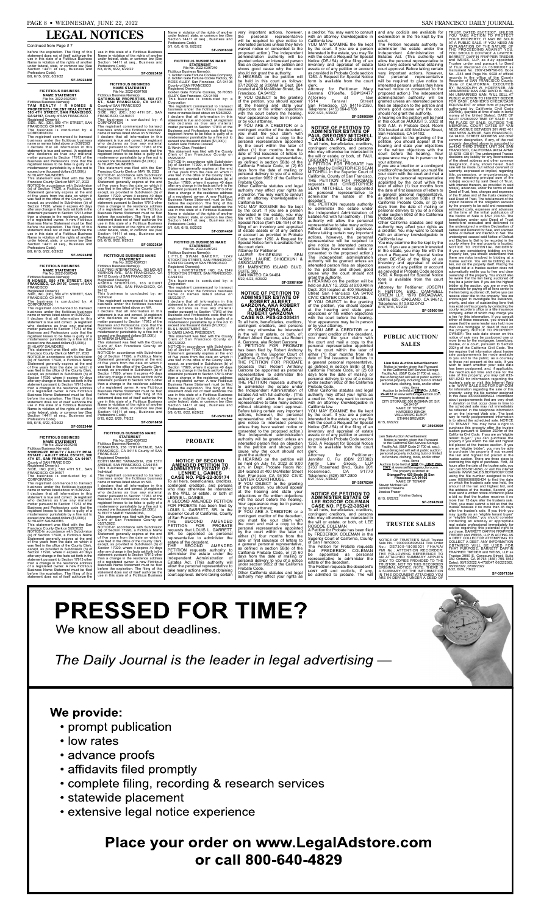# LEGAL NOTICES

Continued from Page # 7

before the expiration. The filing of this statement does not of itself authorize the use in this state of a Fictitious Business Name in violation of the rights of another under federal, state, or common law (See Section 14411 et seq., Business and Professions Code).
6/8, 6/15, 6/22, 6/29/22

**SF-3592346#**

## FICTITIOUS BUSINESS NAME STATEMENT

File No. 2022-0397251
Fictitious Business Name(s):
**T.A.M. REALTY / R HOMES & PROPERTIES / TALENT REAL ESTATE, 580 4TH STREET, SAN FRANCISCO, CA 94107**, County of SAN FRANCISCO
Registered Owner(s):
SIDE, INC. (DE), 580 4TH STREET, SAN FRANCISCO, CA 94107
The business is conducted by: A CORPORATION
The registrant commenced to transact business under the fictitious business name or names listed above on 5/26/2022.
I declare that all information in this statement is true and correct. (A registrant who declares as true any material matter pursuant to Section 17913 of the Business and Professions Code that the registrant knows to be false is guilty of a misdemeanor punishable by a fine not to exceed one thousand dollars ($1,000).)
S/ HILARY SAUNDERS
This statement was filed with the San Francisco County Clerk on MAY 27, 2022
NOTICE-In accordance with Subdivision (a) of Section 17920, a Fictitious Name Statement generally expires at the end of five years from the date on which it was filed in the office of the County Clerk, except, as provided in Subdivision (b) of Section 17920, where it expires 40 days after any change in the facts set forth in the statement pursuant to Section 17913 other than a change in the residence address of a registered owner. A new Fictitious Business Name Statement must be filed before the expiration. The filing of this statement does not of itself authorize the use in this state of a Fictitious Business Name in violation of the rights of another under federal, state, or common law (See Section 14411 et seq., Business and Professions Code).
6/8, 6/15, 6/22, 6/29/22

**SF-3592345#**

## FICTITIOUS BUSINESS NAME STATEMENT

File No. 2022-0397249
Fictitious Business Name(s):
**R HOMES, 580 4TH STREET, SAN FRANCISCO, CA 94107**, County of SAN FRANCISCO
Registered Owner(s):
SIDE, INC. (DE), 580 4TH STREET, SAN FRANCISCO, CA 94107
The business is conducted by: A Corporation
The registrant commenced to transact business under the fictitious business name or names listed above on 5/26/2022.
I declare that all information in this statement is true and correct. (A registrant who declares as true any material matter pursuant to Section 17913 of the Business and Professions Code that the registrant knows to be false is guilty of a misdemeanor punishable by a fine not to exceed one thousand dollars ($1,000).)
S/ HILARY SAUNDERS
This statement was filed with the San Francisco County Clerk on MAY 27, 2022
NOTICE-In accordance with Subdivision (a) of Section 17920, a Fictitious Name Statement generally expires at the end of five years from the date on which it was filed in the office of the County Clerk, except, as provided in Subdivision (b) of Section 17920, where it expires 40 days after any change in the facts set forth in the statement pursuant to Section 17913 other than a change in the residence address of a registered owner. A new Fictitious Business Name Statement must be filed before the expiration. The filing of this statement does not of itself authorize the use in this state of a Fictitious Business Name in violation of the rights of another under federal, state, or common law (See Section 14411 et seq., Business and Professions Code).
6/8, 6/15, 6/22, 6/29/22

**SF-3592344#**

## FICTITIOUS BUSINESS NAME STATEMENT

File No. 2022-0397248
Fictitious Business Name(s):
**SYNERGIZE REALTY / AJILITY REAL ESTATE / AJILITY REAL ESTATE, 580 4TH ST., SAN FRANCISCO, CA 94107**, County of SAN FRANCISCO
Registered Owner(s):
SIDE, INC. (DE), 580 4TH ST., SAN FRANCISCO, CA 94107
The business is conducted by: A CORPORATION
The registrant commenced to transact business under the fictitious business name or names listed above on 5/26/2022.
I declare that all information in this statement is true and correct. (A registrant who declares as true any material matter pursuant to Section 17913 of the Business and Professions Code that the registrant knows to be false is guilty of a misdemeanor punishable by a fine not to exceed one thousand dollars ($1,000).)
S/ HILARY SAUNDERS
This statement was filed with the San Francisco County Clerk on 5/27/2022
NOTICE-In accordance with Subdivision (a) of Section 17920, a Fictitious Name Statement generally expires at the end of five years from the date on which it was filed in the office of the County Clerk, except, as provided in Subdivision (b) of Section 17920, where it expires 40 days after any change in the facts set forth in the statement pursuant to Section 17913 other than a change in the residence address of a registered owner. A new Fictitious Business Name Statement must be filed before the expiration. The filing of this statement does not of itself authorize the use in this state of a Fictitious Business Name in violation of the rights of another under federal, state, or common law (See Section 14411 et seq., Business and Professions Code).
6/8, 6/15, 6/22, 6/29/22

**SF-3592343#**

## FICTITIOUS BUSINESS NAME STATEMENT

File No. 2022-0397250
Fictitious Business Name(s):
**GATEHOUSE PROPERTIES, 580 4TH ST., SAN FRANCISCO, CA 94107**, County of SAN FRANCISCO
Registered Owner(s):
SIDE, INC. (DE), 580 4TH ST., SAN FRANCISCO, CA 94107
The business is conducted by: A CORPORATION
The registrant commenced to transact business under the fictitious business name or names listed above on 5/19/2022.
I declare that all information in this statement is true and correct. (A registrant who declares as true any material matter pursuant to Section 17913 of the Business and Professions Code that the registrant knows to be false is guilty of a misdemeanor punishable by a fine not to exceed one thousand dollars ($1,000).)
S/ HILARY SAUNDERS
This statement was filed with the San Francisco County Clerk on MAY 19, 2022
NOTICE-In accordance with Subdivision (a) of Section 17920, a Fictitious Name Statement generally expires at the end of five years from the date on which it was filed in the office of the County Clerk, except, as provided in Subdivision (b) of Section 17920, where it expires 40 days after any change in the facts set forth in the statement pursuant to Section 17913 other than a change in the residence address of a registered owner. A new Fictitious Business Name Statement must be filed before the expiration. The filing of this statement does not of itself authorize the use in this state of a Fictitious Business Name in violation of the rights of another under federal, state, or common law (See Section 14411 et seq., Business and Professions Code).
6/8, 6/15, 6/22, 6/29/22

**SF-3592342#**

## FICTITIOUS BUSINESS NAME STATEMENT

File No. 2022-0397221
Fictitious Business Name(s):
LUI PING INTERNATIONAL, 163 MOUNT VERNON AVE., SAN FRANCISCO, CA 94112 County of SAN FRANCISCO
Registered Owner(s):
AKEIRA SHIELDS, 163 MOUNT VERNON AVE., SAN FRANCISCO, CA 94112
This business is conducted by: an Individual
The registrant commenced to transact business under the fictitious business name or names listed above on N/A.
I declare that all information in this statement is true and correct. (A registrant who declares as true any material matter pursuant to Section 17913 of the Business and Professions Code that the registrant knows to be false is guilty of a misdemeanor punishable by a fine not to exceed one thousand dollars ($1,000).)
S/ AKEIRA SHIELDS,
This statement was filed with the County Clerk of San Francisco County on 05/25/2022.
NOTICE-In accordance with Subdivision (a) of Section 17920, a Fictitious Name Statement generally expires at the end of five years from the date on which it was filed in the office of the County Clerk, except, as provided in Subdivision (b) of Section 17920, where it expires 40 days after any change in the facts set forth in the statement pursuant to Section 17913 other than a change in the residence address of a registered owner. A new Fictitious Business Name Statement must be filed before the expiration. The filing of this statement does not of itself authorize the use in this state of a Fictitious Business Name in violation of the rights of another under federal, state, or common law (See Section 14411 et seq., Business and Professions Code).
6/15, 6/22, 6/29, 7/6/22

**SF-3591845#**

## FICTITIOUS BUSINESS NAME STATEMENT

File No. 2022-0397202
Fictitious Business Name(s):
EOMAKERS, 236 15TH AVENUE, SAN FRANCISCO, CA 94118 County of SAN FRANCISCO
Registered Owner(s):
EDITH MARIE YAMANOHA, 236 15TH AVENUE, SAN FRANCISCO, CA 94118
This business is conducted by: an Individual
The registrant commenced to transact business under the fictitious business name or names listed above on N/A.
I declare that all information in this statement is true and correct. (A registrant who declares as true any material matter pursuant to Section 17913 of the Business and Professions Code that the registrant knows to be false is guilty of a misdemeanor punishable by a fine not to exceed one thousand dollars ($1,000).)
S/ EDITH MARIE YAMANOHA,
This statement was filed with the County Clerk of San Francisco County on 05/27/2022.
NOTICE-In accordance with Subdivision (a) of Section 17920, a Fictitious Name Statement generally expires at the end of five years from the date on which it was filed in the office of the County Clerk, except, as provided in Subdivision (b) of Section 17920, where it expires 40 days after any change in the facts set forth in the statement pursuant to Section 17913 other than a change in the residence address of a registered owner. A new Fictitious Business Name Statement must be filed before the expiration. The filing of this statement does not of itself authorize the use in this state of a Fictitious Business Name in violation of the rights of another under federal, state, or common law (See Section 14411 et seq., Business and Professions Code).
6/1, 6/8, 6/15, 6/22/22

**SF-3591630#**

## FICTITIOUS BUSINESS NAME STATEMENT

File No. 2022-0397240
Fictitious Business Name(s):
1. Golden Gate Fortune Cookies Company, 2. Golden Gate Fortune Cookie Factory, 56 ROSS ALLEY, San Francisco, CA 94108, County of SAN FRANCISCO
Registered Owner(s):
Golden Gate Fortune Cookies, 56 ROSS ALLEY, San Francisco, CA 94108
This business is conducted by: a Corporation
The registrant commenced to transact business under the fictitious business name or names listed above on 5/26/2022.
I declare that all information in this statement is true and correct. (A registrant who declares as true any material matter pursuant to Section 17913 of the Business and Professions Code that the registrant knows to be false is guilty of a misdemeanor punishable by a fine not to exceed one thousand dollars ($1,000).)
Golden Gate Fortune Cookies
S/ Kevin Chan, President
This statement was filed with the County Clerk of San Francisco County on 05/26/2022.
NOTICE-In accordance with Subdivision (a) of Section 17920, a Fictitious Name Statement generally expires at the end of five years from the date on which it was filed in the office of the County Clerk, except, as provided in Subdivision (b) of Section 17920, where it expires 40 days after any change in the facts set forth in the statement pursuant to Section 17913 other than a change in the residence address of a registered owner. A new Fictitious Business Name Statement must be filed before the expiration. The filing of this statement does not of itself authorize the use in this state of a Fictitious Business Name in violation of the rights of another under federal, state, or common law (See Section 14411 et seq., Business and Professions Code).
6/1, 6/8, 6/15, 6/22/22

**SF-3591444#**

## FICTITIOUS BUSINESS NAME STATEMENT

File No. 2022-0397242
Fictitious Business Name(s):
LITTLE VEGAN BAKERY, 1249 STOCKTON STREET, SAN FRANCISCO, CA 94133 County of SAN FRANCISCO
Registered Owner(s):
BL & L INVESTMENT, INC., CA 1249 STOCKTON STREET, SAN FRANCISCO, CA 94133
This business is conducted by: a Corporation
The registrant commenced to transact business under the fictitious business name or names listed above on 05/22/2017.
I declare that all information in this statement is true and correct. (A registrant who declares as true any material matter pursuant to Section 17913 of the Business and Professions Code that the registrant knows to be false is guilty of a misdemeanor punishable by a fine not to exceed one thousand dollars ($1,000).)
BL & L INVESTMENT, INC.
S/ QIANG HUANG, CEO
This statement was filed with the County Clerk of San Francisco County on 05/27/2022.
NOTICE-In accordance with Subdivision (a) of Section 17920, a Fictitious Name Statement generally expires at the end of five years from the date on which it was filed in the office of the County Clerk, except, as provided in Subdivision (b) of Section 17920, where it expires 40 days after any change in the facts set forth in the statement pursuant to Section 17913 other than a change in the residence address of a registered owner. A new Fictitious Business Name Statement must be filed before the expiration. The filing of this statement does not of itself authorize the use in this state of a Fictitious Business Name in violation of the rights of another under federal, state, or common law (See Section 14411 et seq., Business and Professions Code).
6/8, 6/15, 6/22, 6/29/22

**SF-3587816#**

# PROBATE

## NOTICE OF SECOND AMENDED PETITION TO ADMINISTER ESTATE OF: LENNIE L. GAINES CASE NO. PES-22-305174

To all heirs, beneficiaries, creditors, contingent creditors, and persons who may otherwise be interested in the WILL or estate, or both of LENNIE L. GAINES.
A SECOND AMENDED PETITION FOR PROBATE has been filed by LOUIS L. GARRETT, SR. in the Superior Court of California, County of San Francisco.
THE SECOND AMENDED PETITION FOR PROBATE requests that LOUIS L. GARRETT, SR. be appointed as personal representative to administer the estate of the decedent.
THE SECOND AMENDED PETITION requests authority to administer the estate under the Independent Administration of Estates Act. (This authority will allow the personal representative to take many actions without obtaining court approval. Before taking certain very important actions, however, the personal representative will be required to give notice to interested persons unless they have waived notice or consented to the proposed action.) The independent administration authority will be granted unless an interested person files an objection to the petition and shows good cause why the court should not grant the authority.
A HEARING on the petition will be held in this court as follows: 07/12/2022 at 9:00AM in Dept. 204 located at 400 McAllister Street, San Francisco, CA 94102
IF YOU OBJECT to the granting of the petition, you should appear at the hearing and state your objections or file written objections with the court before the hearing. Your appearance may be in person or by your attorney.
IF YOU ARE A CREDITOR or a contingent creditor of the decedent, you must file your claim with the court and mail a copy to the personal representative appointed by the court within the later of either (1) four months from the date of first issuance of letters to a general personal representative, as defined in section 58(b) of the California Probate Code, or (2) 60 days from the date of mailing or personal delivery to you of a notice under section 9052 of the California Probate Code.
Other California statutes and legal authority may affect your rights as a creditor. You may want to consult with an attorney knowledgeable in California law.
YOU MAY EXAMINE the file kept by the court. If you are a person interested in the estate, you may file with the court a Request for Special Notice (form DE-154) of the filing of an inventory and appraisal of estate assets or of any petition or account as provided in Probate Code section 1250. A Request for Special Notice form is available from the court clerk.
Attorney for Petitioner
LAURIE SHIGEKUNI - SBN 145891, LAURIE SHIGEKUNI & ASSOCIATES
951 MARINERS ISLAND BLVD. SUITE 300
SAN MATEO CA 94404
6/22, 6/23, 6/29/22

**SF-3598160#**

## NOTICE OF PETITION TO ADMINISTER ESTATE OF ROBERT ALBERT GARZONA, AKA ROBERT A. GARZONA, AKA ROBERT GARZONA CASE NO. PES-22-305431

To all heirs, beneficiaries, creditors, contingent creditors, and persons who may otherwise be interested in the will or estate, or both, of: Robert Albert Garzona, aka Robert A. Garzona, aka Robert Garzona
A PETITION FOR PROBATE has been filed by Robert Anthony Garzona in the Superior Court of California, County of San Francisco.
THE PETITION FOR PROBATE requests that Robert Anthony Garzona be appointed as personal representative to administer the estate of the decedent.
THE PETITION requests authority to administer the estate under the Independent Administration of Estates Act with full authority. (This authority will allow the personal representative to take many actions without obtaining court approval. Before taking certain very important actions, however, the personal representative will be required to give notice to interested persons unless they have waived notice or consented to the proposed action.) The independent administration authority will be granted unless an interested person files an objection to the petition and shows good cause why the court should not grant the authority.
A HEARING on the petition will be held on July 18, 2022 at 9:00 a.m. in Dept. Probate Room No: 204 located at 400 McAllister Street San Francisco, CA 94102 CIVIC CENTER COURTHOUSE.
IF YOU OBJECT to the granting of the petition, you should appear at the hearing and state your objections or file written objections with the court before the hearing. Your appearance may be in person or by your attorney.
IF YOU ARE A CREDITOR or a contingent creditor of the decedent, you must file your claim with the court and mail a copy to the personal representative appointed by the court within the later of either (1) four months from the date of first issuance of letters to a general personal representative, as defined in section 58(b) of the California Probate Code, or (2) 60 days from the date of mailing or personal delivery to you of a notice under section 9052 of the California Probate Code.
Other California statutes and legal authority may affect your rights as a creditor. You may want to consult with an attorney knowledgeable in California law.
YOU MAY EXAMINE the file kept by the court. If you are a person interested in the estate, you may file with the court a Request for Special Notice (DE-154) of the filing of an inventory and appraisal of estate assets or of any petition or account as provided in Probate Code section 1250. A Request for Special Notice form is available from the court clerk.
Attorney for Petitioner: Mary Gemma O'Keeffe, SB#124477
Attorney at law
1514 Taraval Street
San Francisco, CA 94116-2350,
Telephone: (415) 664-6788
6/22, 6/23, 6/29/22

**SF-3598056#**

## NOTICE OF PETITION TO ADMINISTER ESTATE OF PAUL GREGORY MITCHELL CASE NO. PES-22-305420

To all heirs, beneficiaries, creditors, contingent creditors, and persons who may otherwise be interested in the will or estate, or both, of: PAUL GREGORY MITCHELL
A PETITION FOR PROBATE has been filed by CHRISTOPHER SEAN MITCHELL in the Superior Court of California, County of San Francisco.
THE PETITION FOR PROBATE requests that CHRISTOPHER SEAN MITCHELL be appointed as personal representative to administer the estate of the decedent.
THE PETITION requests authority to administer the estate under the Independent Administration of Estates Act with full authority. (This authority will allow the personal representative to take many actions without obtaining court approval. Before taking certain very important actions, however, the personal representative will be required to give notice to interested persons unless they have waived notice or consented to the proposed action.) The independent administration authority will be granted unless an interested person files an objection to the petition and shows good cause why the court should not grant the authority.
A HEARING on the petition will be held on July 12, 2022 at 9:00 AM in Dept. 204 located at 400 McAllister Street San Francisco CA 94102 CIVIC CENTER COURTHOUSE.
IF YOU OBJECT to the granting of the petition, you should appear at the hearing and state your objections or file written objections with the court before the hearing. Your appearance may be in person or by your attorney.
IF YOU ARE A CREDITOR or a contingent creditor of the decedent, you must file your claim with the court and mail a copy to the personal representative appointed by the court within the later of either (1) four months from the date of first issuance of letters to a general personal representative, as defined in section 58(b) of the California Probate Code, or (2) 60 days from the date of mailing or personal delivery to you of a notice under section 9052 of the California Probate Code.
Other California statutes and legal authority may affect your rights as a creditor. You may want to consult with an attorney knowledgeable in California law.
YOU MAY EXAMINE the file kept by the court. If you are a person interested in the estate, you may file with the court a Request for Special Notice (form DE-154) of the filing of an inventory and appraisal of estate assets or of any petition or account as provided in Probate Code section 1250. A Request for Special Notice form is available from the court clerk.
Attorney for Petitioner: Jennifer C. Fu (SBN 237082)
Amity Law Group, LLP
2333 Rosemead Blvd., Suite 201
Rosemead, CA 91770
Telephone: (626) 307-2800
6/21, 6/22, 6/28/22

**SF-3597829#**

## NOTICE OF PETITION TO ADMINISTER ESTATE OF LEE ROSCOE COLEMAN CASE NO. PES-22-305341

To all heirs, beneficiaries, creditors, contingent creditors, and persons who may otherwise be interested in the will or estate, or both, of LEE ROSCOE COLEMAN
A Petition for Probate has been filed by FREDERICK COLEMAN in the Superior Court of California, County of San Francisco.
The Petition for Probate requests that FREDERICK COLEMAN be appointed as personal representative to administer the estate of the decedent.
The Petition requests the decedent's **LOST** will and codicils, if any, be admitted to probate. The will and any codicils are available for examination in the file kept by the court.
The Petition requests authority to administer the estate under the Independent Administration of Estates Act. (This authority will allow the personal representative to take many actions without obtaining court approval. Before taking certain very important actions, however, the personal representative will be required to give notice to interested persons unless they have waived notice or consented to the proposed action.) The independent administration authority will be granted unless an interested person files an objection to the petition and shows good cause why the court should not grant the authority.
A hearing on the petition will be held in this court on AUGUST 3, 2022 at 9:00 A.M. in Probate Dept. Room 204 located at 400 McAllister Street, San Francisco, CA 94102.
If you object to the granting of the petition, you should appear at the hearing and state your objections or file written objections with the court before the hearing. Your appearance may be in person or by your attorney.
If you are a creditor or a contingent creditor of the decedent, you must file your claim with the court and mail a copy to the personal representative appointed by the court within the later of either (1) four months from the date of first issuance of letters to a general personal representative, as defined in section 58(b) of the California Probate Code, or (2) 60 days from the date of mailing or personal delivery to you of a notice under section 9052 of the California Probate Code.
Other California statutes and legal authority may affect your rights as a creditor. You may want to consult with an attorney knowledgeable in California law.
You may examine the file kept by the court. If you are a person interested in the estate, you may file with the court a Request for Special Notice (form DE-154) of the filing of an inventory and appraisal of estate assets or of any petition or account as provided in Probate Code section 1250. A Request for Special Notice form is available from the court clerk.
Attorney for Petitioner: JOSEPH F. FENTON, ESQ., CAMPBELL GREEN LLP, 1970 BROADWAY, SUITE 625, OAKLAND, CA 94612, Telephone: 510-832-0742
6/15, 6/16, 6/22/22

**SF-3596019#**

# PUBLIC AUCTION/ SALES

**Lien Sale Auction Advertisement**
Notice is hereby given that Pursuant to the California Self-Service Storage Facility Act, (B&P Code 21700 et. seq.), the undersigned will sell at public auction; personal property including but not limited to furniture, clothing, tools, and/or other misc. items.
Auction to be held at **12PM** on **JUNE-29-2022** at www.selfstorageauction.com.
The property is stored at:
CITY STORAGE 300 INDIANA ST. S.F. CA 94107
NAME OF TENANT
HARDEEO SINGH
WILLIAM MC ELROY
ETHAN BREWER
6/15, 6/22/22

**SF-3594395#**

Lien Sale Auction Advertisement
Notice is hereby given that Pursuant to the California Self-Service Storage Facility Act, (B&P Code 21700 et. seq.), the undersigned will sell at public auction; personal property including but not limited to furniture, clothing, tools, and/or other misc. items.
Auction to be held at **3PM** On **JUNE 29th 2022** at www.selfstorageauction.com.
The property is stored at:
**StoragePro 429 Beale St San Francisco CA 94105**
NAME OF TENANT
Steven Michael Gill
Jennifer Hawkins
Jessica Fraser
Kristine Galang
6/15, 6/22/22

**SF-3594393#**

# TRUSTEE SALES

NOTICE OF TRUSTEE'S SALE Trustee Sale No. : 00000008095424 Title Order No.: DS7300-18005031 FHA/VA/PMI No.: ATTENTION RECORDER: THE FOLLOWING REFERENCE TO AN ATTACHED SUMMARY APPLIES ONLY TO COPIES PROVIDED TO THE TRUSTOR, NOT TO THIS RECORDED ORIGINAL NOTICE. NOTE: THERE IS A SUMMARY OF THE INFORMATION IN THIS DOCUMENT ATTACHED YOU ARE IN DEFAULT UNDER A DEED OF TRUST, DATED 03/07/2007. UNLESS YOU TAKE ACTION TO PROTECT YOUR PROPERTY, IT MAY BE SOLD AT A PUBLIC SALE. IF YOU NEED AN EXPLANATION OF THE NATURE OF THE PROCEEDING AGAINST YOU, YOU SHOULD CONTACT A LAWYER. BARRETT DAFFIN FRAPPIER TREDER and WEISS, LLP, as duly appointed Trustee under and pursuant to Deed of Trust Recorded on 03/09/2007 as Instrument No. 2007-I349790-00, Book No. J344 and Page No. 0026 of official records in the office of the County Recorder of SAN FRANCISCO County, State of CALIFORNIA. EXECUTED BY: RANDOLPH W. HOEPPNER, AN UNMARRIED MAN AND DAVID S. HALE, AN UNMARRIED MAN, WILL SELL AT PUBLIC AUCTION TO HIGHEST BIDDER FOR CASH, CASHIER'S CHECK/CASH EQUIVALENT or other form of payment authorized by California Civil Code 2924h(b), (payable at time of sale in lawful money of the United States). DATE OF SALE: 07/28/2022 TIME OF SALE: 1:30 PM PLACE OF SALE: OUTSIDE THE MEMORIAL COURT GATES BY VAN NESS AVENUE BETWEEN 301 AND 401 VAN NESS AVENUE, SAN FRANCISCO, CA 94102. STREET ADDRESS and other common designation, if any, of the real property described above is purported to be:4343 THIRD STREET, UNIT 304, SAN FRANCISCO, CALIFORNIA 94124 APN#: 3I-5278-038-01 The undersigned Trustee disclaims any liability for any incorrectness of the street address and other common designation, if any, shown herein. Said sale will be made, but without covenant or warranty, expressed or implied, regarding title, possession, or encumbrances, to pay the remaining principal sum of the note(s) secured by said Deed of Trust, with interest thereon, as provided in said note(s), advances, under the terms of said Deed of Trust, fees, charges and expenses of the Trustee and of the trusts created by said Deed of Trust. The total amount of the unpaid balance of the obligation secured by the property to be sold and reasonable estimated costs, expenses and advances at the time of the initial publication of the Notice of Sale is $591,704.53. The beneficiary under said Deed of Trust heretofore executed and delivered to the undersigned a written Declaration of Default and Demand for Sale, and a written Notice of Default and Election to Sell. The undersigned caused said Notice of Default and Election to Sell to be recorded in the county where the real property is located. NOTICE TO POTENTIAL BIDDERS: If you are considering bidding on this property lien, you should understand that there are risks involved in bidding at a trustee auction. You will be bidding on a lien, not on the property itself. Placing the highest bid at a trustee auction does not automatically entitle you to free and clear ownership of the property. You should also be aware that the lien being auctioned off may be a junior lien. If you are the highest bidder at the auction, you are or may be responsible for paying off all liens senior to the lien being auctioned off, before you can receive clear title to the property. You are encouraged to investigate the existence, priority, and size of outstanding liens that may exist on this property by contacting the county recorder's office or a title insurance company, either of which may charge you a fee for this information. If you consult either of these resources, you should be aware that the same lender may hold more than one mortgage or deed of trust on the property. NOTICE TO PROPERTY OWNER: The sale date shown on this notice of sale may be postponed one or more times by the mortgagee, beneficiary, trustee, or a court, pursuant to Section 2924g of the California Civil Code. The law requires that information about trustee sale postponements be made available to you and to the public, as a courtesy to those not present at the sale. If you wish to learn whether your sale date has been postponed, and, if applicable, the rescheduled time and date for the sale of this property, you may call (800) 561-0240 for information regarding the trustee's sale or visit this Internet Web site WWW.SALES.BDFGROUP.COM for information regarding the sale of this property, using the file number assigned to this case 00000008095424. Information about postponements that are very short in duration or that occur close in time to the scheduled sale may not immediately be reflected in the telephone information or on the Internet Web site. The best way to verify postponement information is to attend the scheduled sale. NOTICE TO TENANT: You may have a right to purchase this property after the trustee auction pursuant to Section 2924m of the California Civil Code. If you are an "eligible tenant buyer," you can purchase the property if you match the last and highest bid placed at the trustee auction. If you are an "eligible bidder", you may be able to purchase the property if you exceed the last and highest bid placed at the trustee auction. There are three steps to exercising this right of purchase. First, 48 hours after the date of the trustee sale, you can call (800) 561-0240, or visit this internet website WWW.SALES.BDFGROUP.COM using the file number assigned to this case 00000008095424 to find the date on which the trustee's sale was held, the amount of the last and highest bid, and the address of the trustee. Second, you must send a written notice of intent to place a bid so that the trustee receives it no more than 15 days after the trustee's sale. Third, you must submit a bid so that the trustee receives it no more than 45 days after the trustee's sale. If you think you may qualify as an "eligible tenant buyer" or "eligible bidder," you should consider contacting an attorney or appropriate real estate professional immediately for advice regarding this potential right to purchase. BARRETT DAFFIN FRAPPIER TREDER and WEISS, LLP IS ACTING AS A DEBT COLLECTOR ATTEMPTING TO COLLECT A DEBT. ANY INFORMATION OBTAINED WILL BE USED FOR THAT PURPOSE. BARRETT DAFFIN FRAPPIER TREDER and WEISS, LLP as Trustee 3990 E. Concours Street, Suite 350 Ontario, CA 91764 (866) 795-1852 Dated: 06/15/2022 A-4752047 06/22/2022, 06/29/2022, 07/06/2022
6/22, 6/29, 7/6/22

**SF-3597159#**

# PRESSED FOR TIME?

We know all about deadlines.

*The Daily Journal is the leader in legal advertising —*

## We provide:

- prompt publication
- low rates
- advance proofs
- affidavits filed promptly
- complete filing, recording & research services
- statewide placement
- extensive legal notice experience

## Place your order on www.LegalAdstore.com or call 800-640-4829